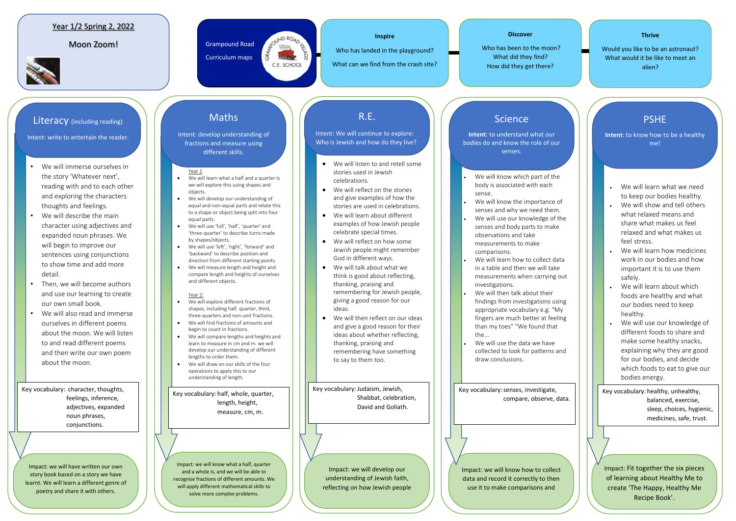# Year 1/2 Spring 2, 2022

## Moon Zoom!

Grampound Road Curriculum maps

GRAMPOUND ROAD VILLAGE C.E. SCHOOL

**Inspire**

Who has landed in the playground?

What can we find from the crash site?

**Discover**

Who has been to the moon?
What did they find?
How did they get there?

**Thrive**

Would you like to be an astronaut?
What would it be like to meet an alien?

## Literacy (including reading)

Intent: write to entertain the reader.

- We will immerse ourselves in the story 'Whatever next', reading with and to each other and exploring the characters thoughts and feelings.
- We will describe the main character using adjectives and expanded noun phrases. We will begin to improve our sentences using conjunctions to show time and add more detail.
- Then, we will become authors and use our learning to create our own small book.
- We will also read and immerse ourselves in different poems about the moon. We will listen to and read different poems and then write our own poem about the moon.

Key vocabulary: character, thoughts, feelings, inference, adjectives, expanded noun phrases, conjunctions.

Impact: we will have written our own story book based on a story we have learnt. We will learn a different genre of poetry and share it with others.

## Maths

Intent: develop understanding of fractions and measure using different skills.

Year 1

- We will learn what a half and a quarter is we will explore this using shapes and objects.
- We will develop our understanding of equal and non-equal parts and relate this to a shape or object being split into four equal parts.
- We will use 'full', 'half', 'quarter' and 'three-quarter' to describe turns made by shapes/objects.
- We will use 'left', 'right', 'forward' and 'backward' to describe position and direction from different starting points.
- We will measure length and height and compare length and heights of ourselves and different objects.

Year 2:

- We will explore different fractions of shapes, including half, quarter, third, three-quarters and non-unit fractions.
- We will find fractions of amounts and begin to count in fractions.
- We will compare lengths and heights and learn to measure in cm and m. we will develop our understanding of different lengths to order them.
- We will draw on our skills of the four operations to apply this to our understanding of length.

Key vocabulary: half, whole, quarter, length, height, measure, cm, m.

Impact: we will know what a half, quarter and a whole is, and we will be able to recognise fractions of different amounts. We will apply different mathematical skills to solve more complex problems.

## R.E.

Intent: We will continue to explore: Who is Jewish and how do they live?

- We will listen to and retell some stories used in Jewish celebrations.
- We will reflect on the stories and give examples of how the stories are used in celebrations.
- We will learn about different examples of how Jewish people celebrate special times.
- We will reflect on how some Jewish people might remember God in different ways.
- We will talk about what we think is good about reflecting, thanking, praising and remembering for Jewish people, giving a good reason for our ideas.
- We will then reflect on our ideas and give a good reason for their ideas about whether reflecting, thanking, praising and remembering have something to say to them too.

Key vocabulary: Judaism, Jewish, Shabbat, celebration, David and Goliath.

Impact: we will develop our understanding of Jewish faith, reflecting on how Jewish people

## Science

**Intent**: to understand what our bodies do and know the role of our senses.

- We will know which part of the body is associated with each sense.
- We will know the importance of senses and why we need them.
- We will use our knowledge of the senses and body parts to make observations and take measurements to make comparisons.
- We will learn how to collect data in a table and then we will take measurements when carrying out investigations.
- We will then talk about their findings from investigations using appropriate vocabulary e.g. "My fingers are much better at feeling than my toes" "We found that the...
- We will use the data we have collected to look for patterns and draw conclusions.

Key vocabulary: senses, investigate, compare, observe, data.

Impact: we will know how to collect data and record it correctly to then use it to make comparisons and

## PSHE

**Intent**: to know how to be a healthy me!

- We will learn what we need to keep our bodies healthy.
- We will show and tell others what relaxed means and share what makes us feel relaxed and what makes us feel stress.
- We will learn how medicines work in our bodies and how important it is to use them safely.
- We will learn about which foods are healthy and what our bodies need to keep healthy.
- We will use our knowledge of different foods to share and make some healthy snacks, explaining why they are good for our bodies, and decide which foods to eat to give our bodies energy.

Key vocabulary: healthy, unhealthy, balanced, exercise, sleep, choices, hygienic, medicines, safe, trust.

Impact: Fit together the six pieces of learning about Healthy Me to create 'The Happy, Healthy Me Recipe Book'.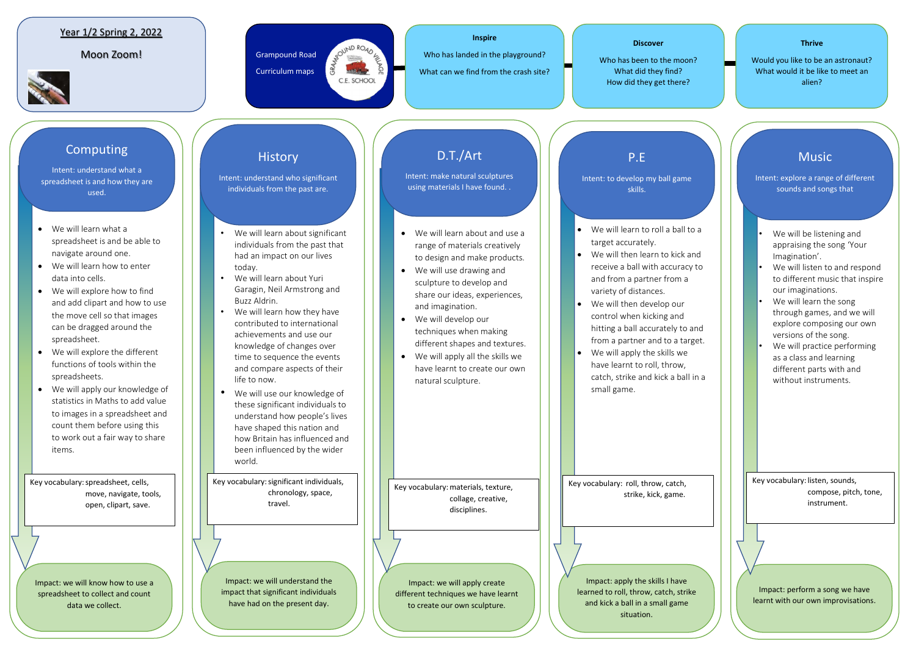# Year 1/2 Spring 2, 2022

## Moon Zoom!

Grampound Road Curriculum maps

GRAMPOUND ROAD VILLAGE C.E. SCHOOL

**Inspire**

Who has landed in the playground?

What can we find from the crash site?

**Discover**

Who has been to the moon?
What did they find?
How did they get there?

**Thrive**

Would you like to be an astronaut?
What would it be like to meet an alien?

## Computing

Intent: understand what a spreadsheet is and how they are used.

- We will learn what a spreadsheet is and be able to navigate around one.
- We will learn how to enter data into cells.
- We will explore how to find and add clipart and how to use the move cell so that images can be dragged around the spreadsheet.
- We will explore the different functions of tools within the spreadsheets.
- We will apply our knowledge of statistics in Maths to add value to images in a spreadsheet and count them before using this to work out a fair way to share items.

Key vocabulary: spreadsheet, cells, move, navigate, tools, open, clipart, save.

Impact: we will know how to use a spreadsheet to collect and count data we collect.

## History

Intent: understand who significant individuals from the past are.

- We will learn about significant individuals from the past that had an impact on our lives today.
- We will learn about Yuri Garagin, Neil Armstrong and Buzz Aldrin.
- We will learn how they have contributed to international achievements and use our knowledge of changes over time to sequence the events and compare aspects of their life to now.
- We will use our knowledge of these significant individuals to understand how people's lives have shaped this nation and how Britain has influenced and been influenced by the wider world.

Key vocabulary: significant individuals, chronology, space, travel.

Impact: we will understand the impact that significant individuals have had on the present day.

## D.T./Art

Intent: make natural sculptures using materials I have found. .

- We will learn about and use a range of materials creatively to design and make products.
- We will use drawing and sculpture to develop and share our ideas, experiences, and imagination.
- We will develop our techniques when making different shapes and textures.
- We will apply all the skills we have learnt to create our own natural sculpture.

Key vocabulary: materials, texture, collage, creative, disciplines.

Impact: we will apply create different techniques we have learnt to create our own sculpture.

## P.E

Intent: to develop my ball game skills.

- We will learn to roll a ball to a target accurately.
- We will then learn to kick and receive a ball with accuracy to and from a partner from a variety of distances.
- We will then develop our control when kicking and hitting a ball accurately to and from a partner and to a target.
- We will apply the skills we have learnt to roll, throw, catch, strike and kick a ball in a small game.

Key vocabulary: roll, throw, catch, strike, kick, game.

Impact: apply the skills I have learned to roll, throw, catch, strike and kick a ball in a small game situation.

## Music

Intent: explore a range of different sounds and songs that

- We will be listening and appraising the song 'Your Imagination'.
- We will listen to and respond to different music that inspire our imaginations.
- We will learn the song through games, and we will explore composing our own versions of the song.
- We will practice performing as a class and learning different parts with and without instruments.

Key vocabulary: listen, sounds, compose, pitch, tone, instrument.

Impact: perform a song we have learnt with our own improvisations.